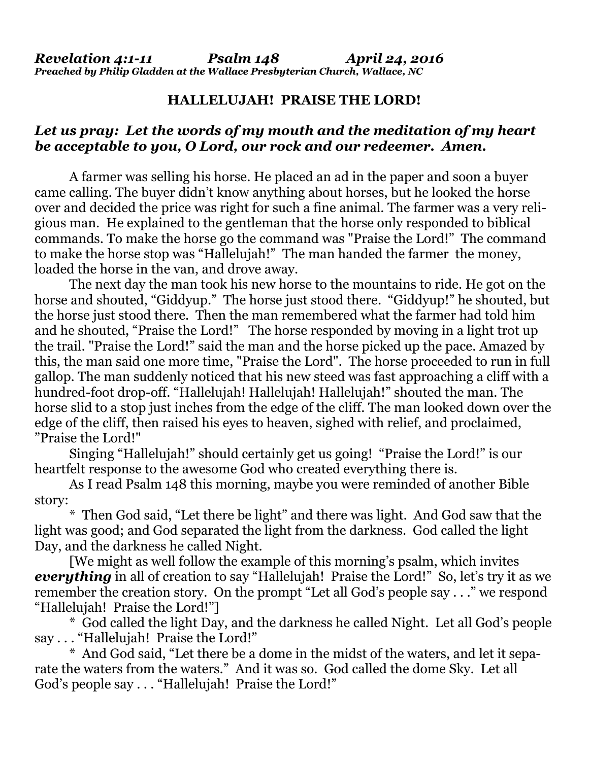***Revelation 4:1-11 Psalm 148 April 24, 2016***
***Preached by Philip Gladden at the Wallace Presbyterian Church, Wallace, NC***

**HALLELUJAH! PRAISE THE LORD!**

***Let us pray: Let the words of my mouth and the meditation of my heart be acceptable to you, O Lord, our rock and our redeemer. Amen.***

A farmer was selling his horse. He placed an ad in the paper and soon a buyer came calling. The buyer didn't know anything about horses, but he looked the horse over and decided the price was right for such a fine animal. The farmer was a very religious man. He explained to the gentleman that the horse only responded to biblical commands. To make the horse go the command was "Praise the Lord!" The command to make the horse stop was "Hallelujah!" The man handed the farmer the money, loaded the horse in the van, and drove away.

The next day the man took his new horse to the mountains to ride. He got on the horse and shouted, "Giddyup." The horse just stood there. "Giddyup!" he shouted, but the horse just stood there. Then the man remembered what the farmer had told him and he shouted, "Praise the Lord!" The horse responded by moving in a light trot up the trail. "Praise the Lord!" said the man and the horse picked up the pace. Amazed by this, the man said one more time, "Praise the Lord". The horse proceeded to run in full gallop. The man suddenly noticed that his new steed was fast approaching a cliff with a hundred-foot drop-off. "Hallelujah! Hallelujah! Hallelujah!" shouted the man. The horse slid to a stop just inches from the edge of the cliff. The man looked down over the edge of the cliff, then raised his eyes to heaven, sighed with relief, and proclaimed, "Praise the Lord!"

Singing "Hallelujah!" should certainly get us going! "Praise the Lord!" is our heartfelt response to the awesome God who created everything there is.

As I read Psalm 148 this morning, maybe you were reminded of another Bible story:

\* Then God said, "Let there be light" and there was light. And God saw that the light was good; and God separated the light from the darkness. God called the light Day, and the darkness he called Night.

[We might as well follow the example of this morning's psalm, which invites ***everything*** in all of creation to say "Hallelujah! Praise the Lord!" So, let's try it as we remember the creation story. On the prompt "Let all God's people say . . ." we respond "Hallelujah! Praise the Lord!"]

\* God called the light Day, and the darkness he called Night. Let all God's people say . . . "Hallelujah! Praise the Lord!"

\* And God said, "Let there be a dome in the midst of the waters, and let it separate the waters from the waters." And it was so. God called the dome Sky. Let all God's people say . . . "Hallelujah! Praise the Lord!"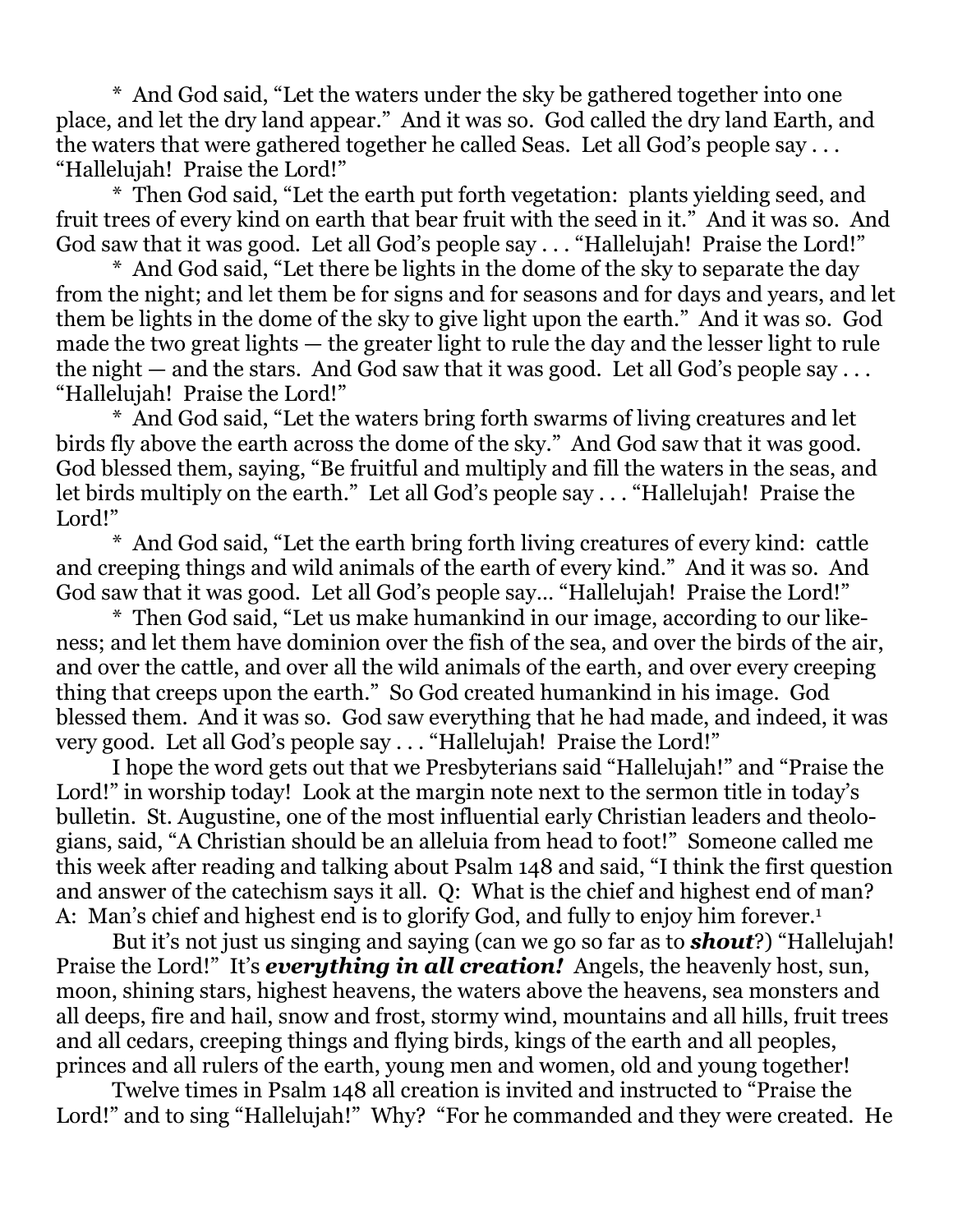* And God said, "Let the waters under the sky be gathered together into one place, and let the dry land appear." And it was so. God called the dry land Earth, and the waters that were gathered together he called Seas. Let all God's people say . . . "Hallelujah! Praise the Lord!"

* Then God said, "Let the earth put forth vegetation: plants yielding seed, and fruit trees of every kind on earth that bear fruit with the seed in it." And it was so. And God saw that it was good. Let all God's people say . . . "Hallelujah! Praise the Lord!"

* And God said, "Let there be lights in the dome of the sky to separate the day from the night; and let them be for signs and for seasons and for days and years, and let them be lights in the dome of the sky to give light upon the earth." And it was so. God made the two great lights — the greater light to rule the day and the lesser light to rule the night — and the stars. And God saw that it was good. Let all God's people say . . . "Hallelujah! Praise the Lord!"

* And God said, "Let the waters bring forth swarms of living creatures and let birds fly above the earth across the dome of the sky." And God saw that it was good. God blessed them, saying, "Be fruitful and multiply and fill the waters in the seas, and let birds multiply on the earth." Let all God's people say . . . "Hallelujah! Praise the Lord!"

* And God said, "Let the earth bring forth living creatures of every kind: cattle and creeping things and wild animals of the earth of every kind." And it was so. And God saw that it was good. Let all God's people say… "Hallelujah! Praise the Lord!"

* Then God said, "Let us make humankind in our image, according to our likeness; and let them have dominion over the fish of the sea, and over the birds of the air, and over the cattle, and over all the wild animals of the earth, and over every creeping thing that creeps upon the earth." So God created humankind in his image. God blessed them. And it was so. God saw everything that he had made, and indeed, it was very good. Let all God's people say . . . "Hallelujah! Praise the Lord!"

I hope the word gets out that we Presbyterians said "Hallelujah!" and "Praise the Lord!" in worship today! Look at the margin note next to the sermon title in today's bulletin. St. Augustine, one of the most influential early Christian leaders and theologians, said, "A Christian should be an alleluia from head to foot!" Someone called me this week after reading and talking about Psalm 148 and said, "I think the first question and answer of the catechism says it all. Q: What is the chief and highest end of man? A: Man's chief and highest end is to glorify God, and fully to enjoy him forever.[1]

But it's not just us singing and saying (can we go so far as to ***shout***?) "Hallelujah! Praise the Lord!" It's ***everything in all creation!*** Angels, the heavenly host, sun, moon, shining stars, highest heavens, the waters above the heavens, sea monsters and all deeps, fire and hail, snow and frost, stormy wind, mountains and all hills, fruit trees and all cedars, creeping things and flying birds, kings of the earth and all peoples, princes and all rulers of the earth, young men and women, old and young together!

Twelve times in Psalm 148 all creation is invited and instructed to "Praise the Lord!" and to sing "Hallelujah!" Why? "For he commanded and they were created. He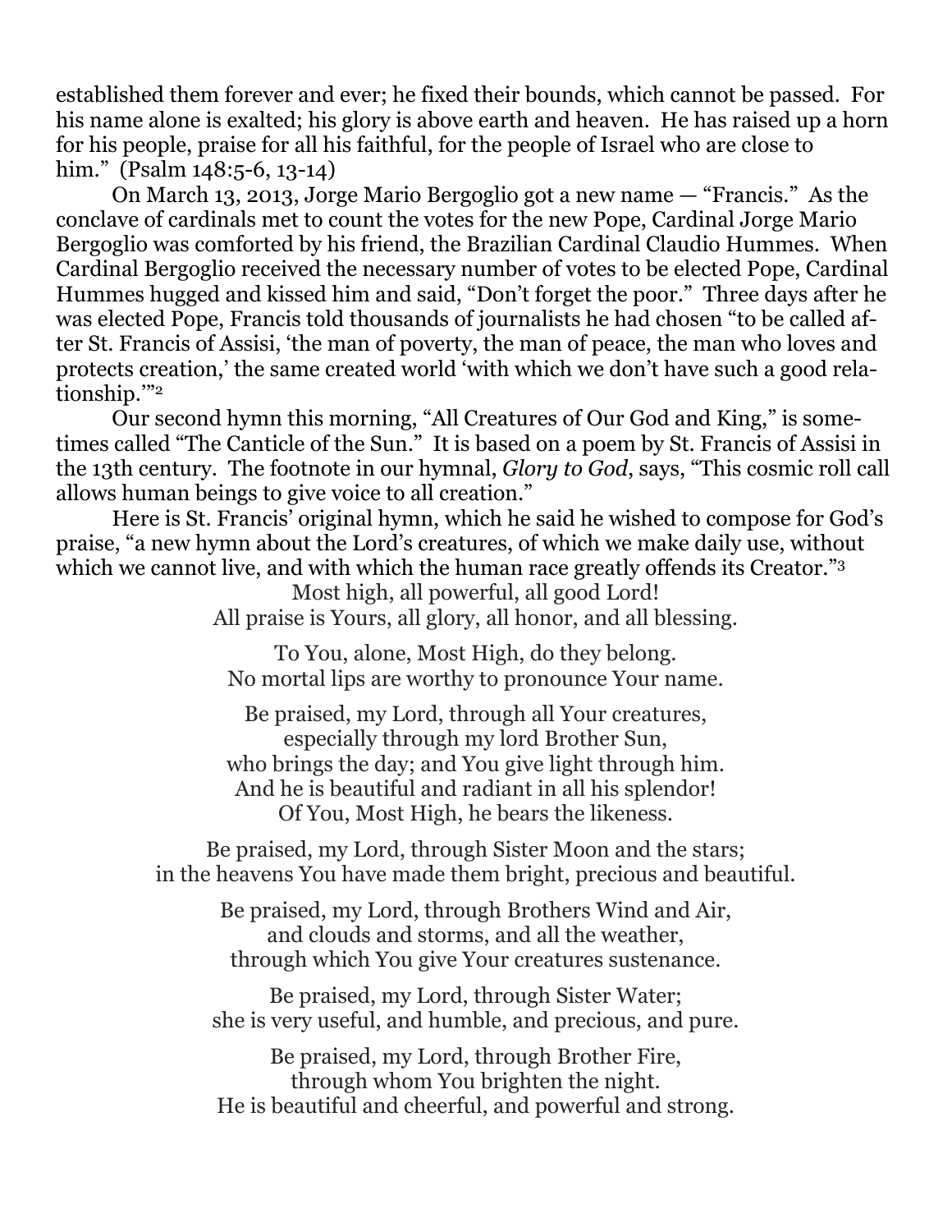established them forever and ever; he fixed their bounds, which cannot be passed. For his name alone is exalted; his glory is above earth and heaven. He has raised up a horn for his people, praise for all his faithful, for the people of Israel who are close to him." (Psalm 148:5-6, 13-14)

On March 13, 2013, Jorge Mario Bergoglio got a new name — "Francis." As the conclave of cardinals met to count the votes for the new Pope, Cardinal Jorge Mario Bergoglio was comforted by his friend, the Brazilian Cardinal Claudio Hummes. When Cardinal Bergoglio received the necessary number of votes to be elected Pope, Cardinal Hummes hugged and kissed him and said, "Don't forget the poor." Three days after he was elected Pope, Francis told thousands of journalists he had chosen "to be called after St. Francis of Assisi, 'the man of poverty, the man of peace, the man who loves and protects creation,' the same created world 'with which we don't have such a good relationship.'"[2]

Our second hymn this morning, "All Creatures of Our God and King," is sometimes called "The Canticle of the Sun." It is based on a poem by St. Francis of Assisi in the 13th century. The footnote in our hymnal, *Glory to God*, says, "This cosmic roll call allows human beings to give voice to all creation."

Here is St. Francis' original hymn, which he said he wished to compose for God's praise, "a new hymn about the Lord's creatures, of which we make daily use, without which we cannot live, and with which the human race greatly offends its Creator."[3]

Most high, all powerful, all good Lord!
All praise is Yours, all glory, all honor, and all blessing.

To You, alone, Most High, do they belong.
No mortal lips are worthy to pronounce Your name.

Be praised, my Lord, through all Your creatures,
especially through my lord Brother Sun,
who brings the day; and You give light through him.
And he is beautiful and radiant in all his splendor!
Of You, Most High, he bears the likeness.

Be praised, my Lord, through Sister Moon and the stars;
in the heavens You have made them bright, precious and beautiful.

Be praised, my Lord, through Brothers Wind and Air,
and clouds and storms, and all the weather,
through which You give Your creatures sustenance.

Be praised, my Lord, through Sister Water;
she is very useful, and humble, and precious, and pure.

Be praised, my Lord, through Brother Fire,
through whom You brighten the night.
He is beautiful and cheerful, and powerful and strong.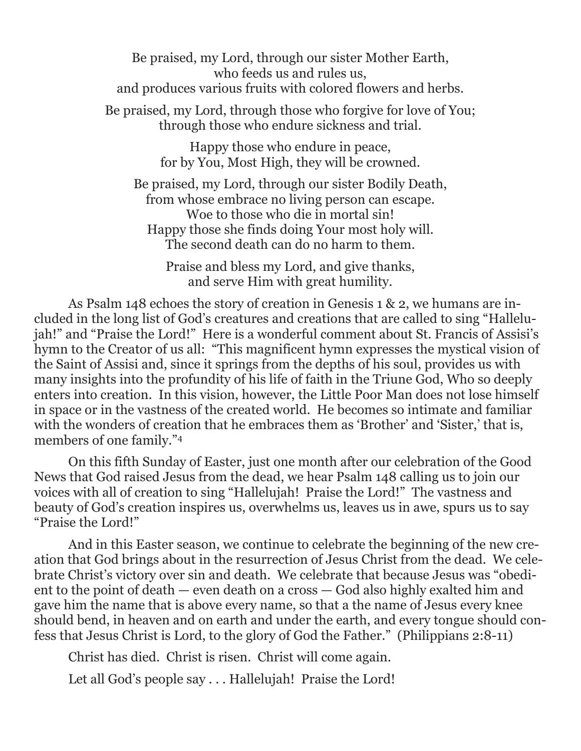Be praised, my Lord, through our sister Mother Earth,
who feeds us and rules us,
and produces various fruits with colored flowers and herbs.

Be praised, my Lord, through those who forgive for love of You;
through those who endure sickness and trial.

Happy those who endure in peace,
for by You, Most High, they will be crowned.

Be praised, my Lord, through our sister Bodily Death,
from whose embrace no living person can escape.
Woe to those who die in mortal sin!
Happy those she finds doing Your most holy will.
The second death can do no harm to them.

Praise and bless my Lord, and give thanks,
and serve Him with great humility.

As Psalm 148 echoes the story of creation in Genesis 1 & 2, we humans are included in the long list of God's creatures and creations that are called to sing "Hallelujah!" and "Praise the Lord!" Here is a wonderful comment about St. Francis of Assisi's hymn to the Creator of us all: "This magnificent hymn expresses the mystical vision of the Saint of Assisi and, since it springs from the depths of his soul, provides us with many insights into the profundity of his life of faith in the Triune God, Who so deeply enters into creation. In this vision, however, the Little Poor Man does not lose himself in space or in the vastness of the created world. He becomes so intimate and familiar with the wonders of creation that he embraces them as 'Brother' and 'Sister,' that is, members of one family."[4]

On this fifth Sunday of Easter, just one month after our celebration of the Good News that God raised Jesus from the dead, we hear Psalm 148 calling us to join our voices with all of creation to sing "Hallelujah! Praise the Lord!" The vastness and beauty of God's creation inspires us, overwhelms us, leaves us in awe, spurs us to say "Praise the Lord!"

And in this Easter season, we continue to celebrate the beginning of the new creation that God brings about in the resurrection of Jesus Christ from the dead. We celebrate Christ's victory over sin and death. We celebrate that because Jesus was "obedient to the point of death — even death on a cross — God also highly exalted him and gave him the name that is above every name, so that a the name of Jesus every knee should bend, in heaven and on earth and under the earth, and every tongue should confess that Jesus Christ is Lord, to the glory of God the Father." (Philippians 2:8-11)

Christ has died. Christ is risen. Christ will come again.

Let all God's people say . . . Hallelujah! Praise the Lord!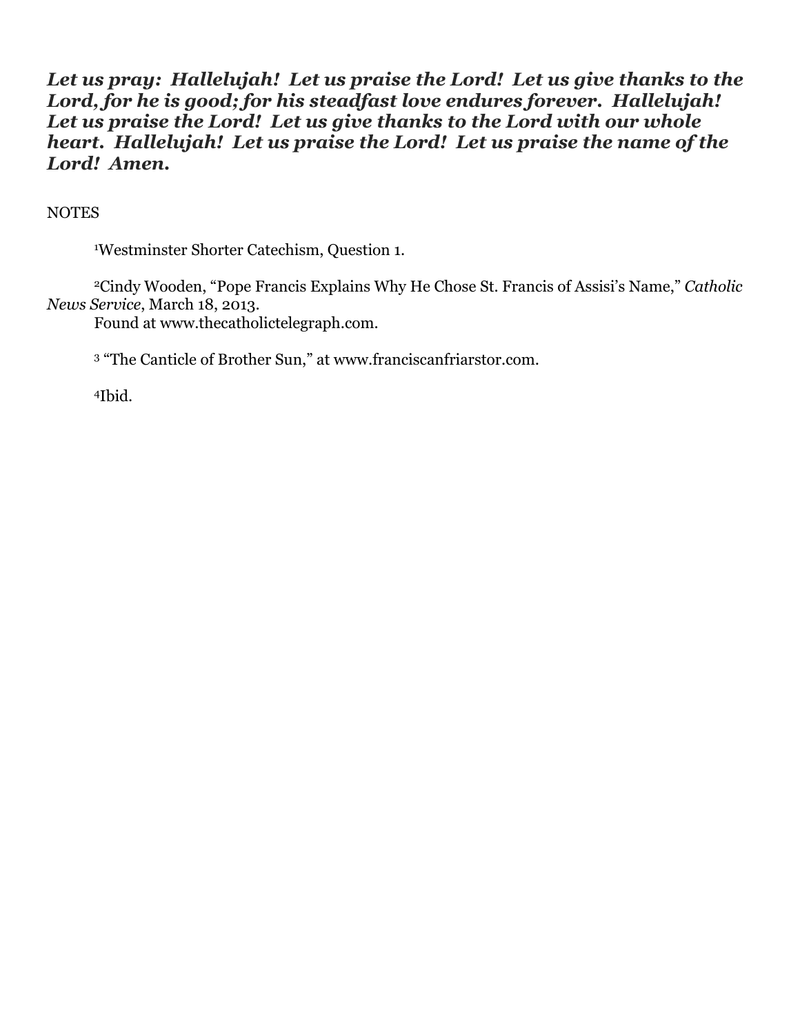***Let us pray: Hallelujah! Let us praise the Lord! Let us give thanks to the Lord, for he is good; for his steadfast love endures forever. Hallelujah! Let us praise the Lord! Let us give thanks to the Lord with our whole heart. Hallelujah! Let us praise the Lord! Let us praise the name of the Lord! Amen.***

NOTES

[1]Westminster Shorter Catechism, Question 1.

[2]Cindy Wooden, "Pope Francis Explains Why He Chose St. Francis of Assisi's Name," *Catholic News Service*, March 18, 2013.
Found at www.thecatholictelegraph.com.

[3] "The Canticle of Brother Sun," at www.franciscanfriarstor.com.

[4]Ibid.